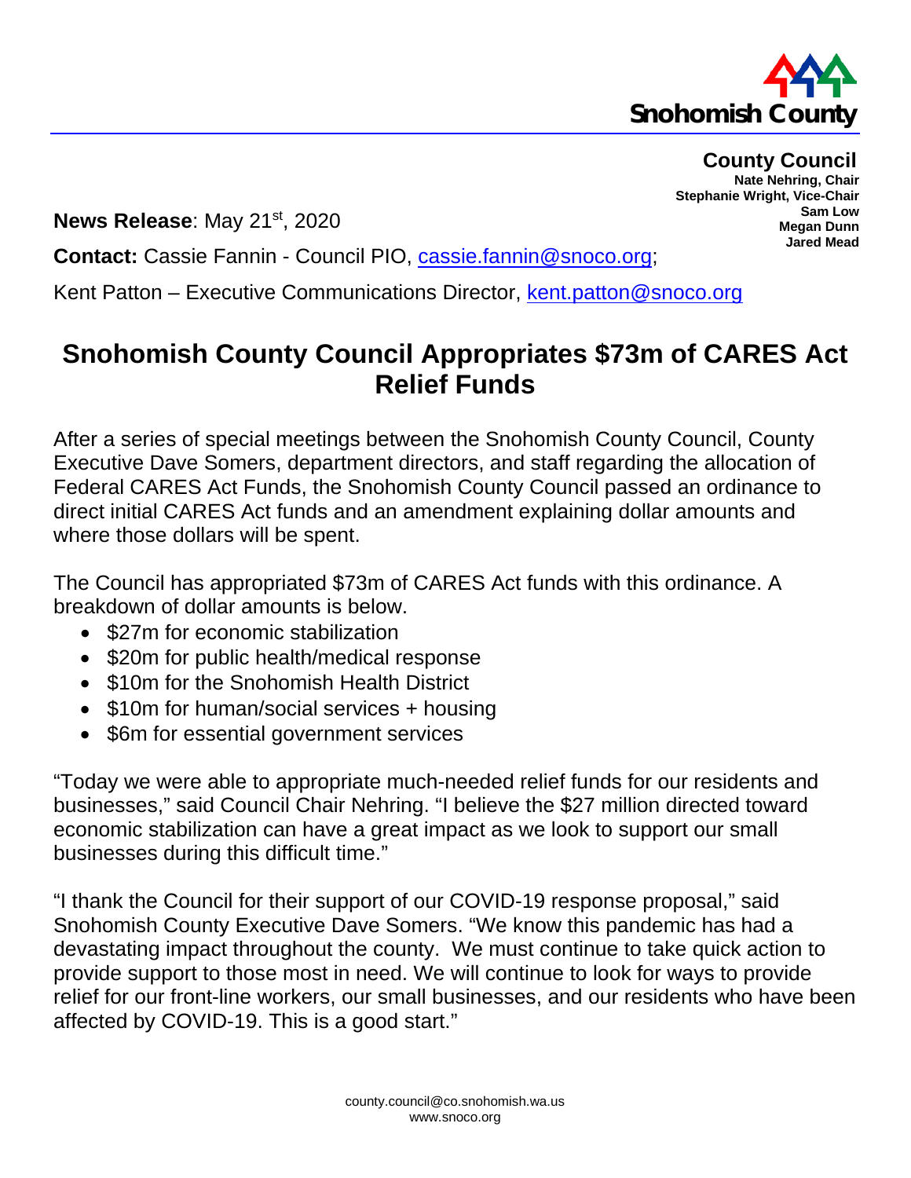Snohomish County

**County Council**
**Nate Nehring, Chair**
**Stephanie Wright, Vice-Chair**
**Sam Low**
**Megan Dunn**
**Jared Mead**

**News Release**: May 21st, 2020

**Contact:** Cassie Fannin - Council PIO, cassie.fannin@snoco.org;

Kent Patton – Executive Communications Director, kent.patton@snoco.org

# Snohomish County Council Appropriates $73m of CARES Act Relief Funds

After a series of special meetings between the Snohomish County Council, County Executive Dave Somers, department directors, and staff regarding the allocation of Federal CARES Act Funds, the Snohomish County Council passed an ordinance to direct initial CARES Act funds and an amendment explaining dollar amounts and where those dollars will be spent.

The Council has appropriated $73m of CARES Act funds with this ordinance. A breakdown of dollar amounts is below.

- $27m for economic stabilization
- $20m for public health/medical response
- $10m for the Snohomish Health District
- $10m for human/social services + housing
- $6m for essential government services

"Today we were able to appropriate much-needed relief funds for our residents and businesses," said Council Chair Nehring. "I believe the $27 million directed toward economic stabilization can have a great impact as we look to support our small businesses during this difficult time."

"I thank the Council for their support of our COVID-19 response proposal," said Snohomish County Executive Dave Somers. "We know this pandemic has had a devastating impact throughout the county. We must continue to take quick action to provide support to those most in need. We will continue to look for ways to provide relief for our front-line workers, our small businesses, and our residents who have been affected by COVID-19. This is a good start."

county.council@co.snohomish.wa.us
www.snoco.org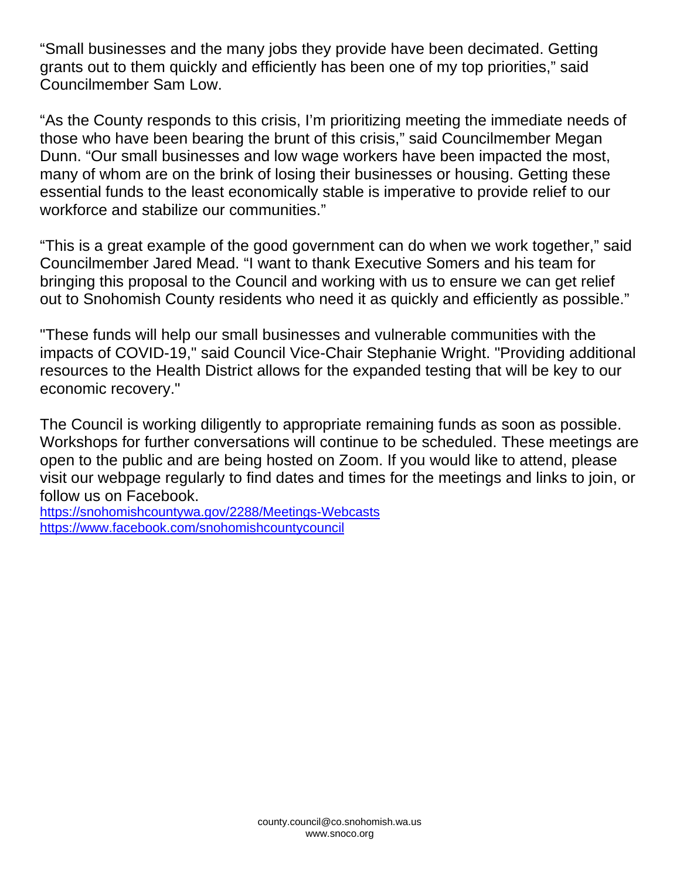“Small businesses and the many jobs they provide have been decimated. Getting grants out to them quickly and efficiently has been one of my top priorities,” said Councilmember Sam Low.

“As the County responds to this crisis, I’m prioritizing meeting the immediate needs of those who have been bearing the brunt of this crisis,” said Councilmember Megan Dunn. “Our small businesses and low wage workers have been impacted the most, many of whom are on the brink of losing their businesses or housing. Getting these essential funds to the least economically stable is imperative to provide relief to our workforce and stabilize our communities.”

“This is a great example of the good government can do when we work together,” said Councilmember Jared Mead. “I want to thank Executive Somers and his team for bringing this proposal to the Council and working with us to ensure we can get relief out to Snohomish County residents who need it as quickly and efficiently as possible.”

"These funds will help our small businesses and vulnerable communities with the impacts of COVID-19," said Council Vice-Chair Stephanie Wright. "Providing additional resources to the Health District allows for the expanded testing that will be key to our economic recovery."

The Council is working diligently to appropriate remaining funds as soon as possible. Workshops for further conversations will continue to be scheduled. These meetings are open to the public and are being hosted on Zoom. If you would like to attend, please visit our webpage regularly to find dates and times for the meetings and links to join, or follow us on Facebook.
https://snohomishcountywa.gov/2288/Meetings-Webcasts
https://www.facebook.com/snohomishcountycouncil

county.council@co.snohomish.wa.us
www.snoco.org